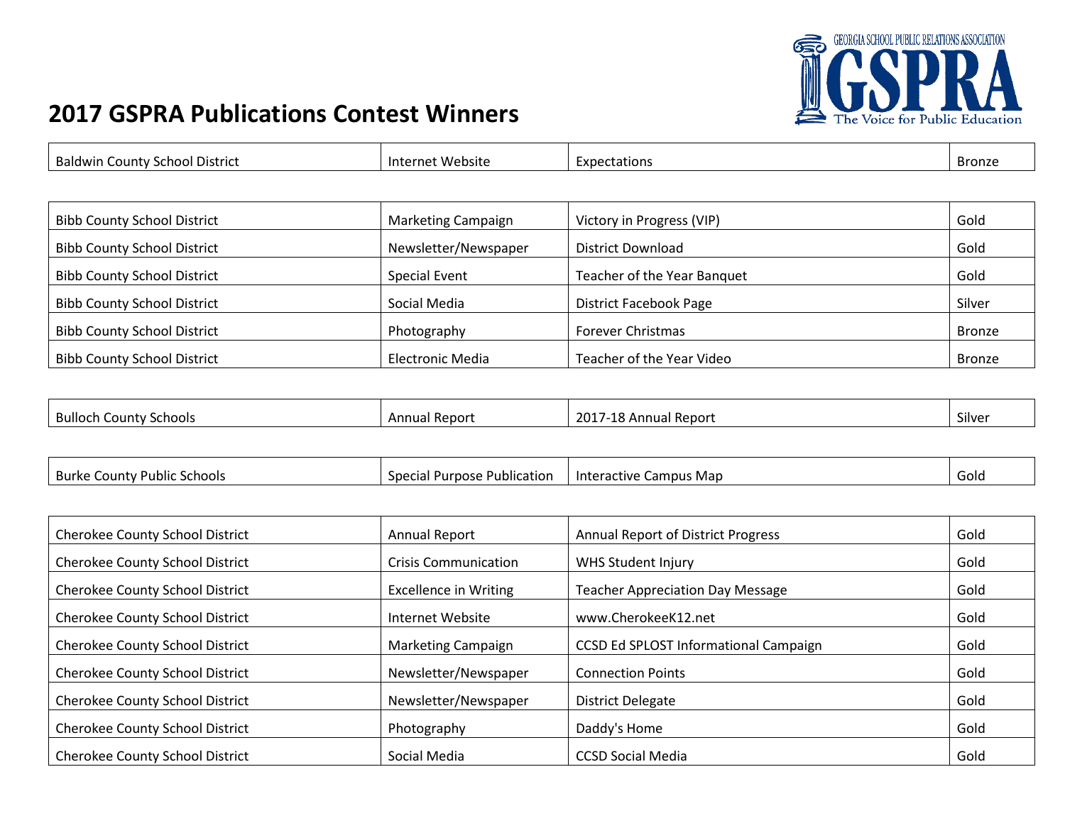# 2017 GSPRA Publications Contest Winners

| | | | |
|---|---|---|---|
| Baldwin County School District | Internet Website | Expectations | Bronze |

| | | | |
|---|---|---|---|
| Bibb County School District | Marketing Campaign | Victory in Progress (VIP) | Gold |
| Bibb County School District | Newsletter/Newspaper | District Download | Gold |
| Bibb County School District | Special Event | Teacher of the Year Banquet | Gold |
| Bibb County School District | Social Media | District Facebook Page | Silver |
| Bibb County School District | Photography | Forever Christmas | Bronze |
| Bibb County School District | Electronic Media | Teacher of the Year Video | Bronze |

| | | | |
|---|---|---|---|
| Bulloch County Schools | Annual Report | 2017-18 Annual Report | Silver |

| | | | |
|---|---|---|---|
| Burke County Public Schools | Special Purpose Publication | Interactive Campus Map | Gold |

| | | | |
|---|---|---|---|
| Cherokee County School District | Annual Report | Annual Report of District Progress | Gold |
| Cherokee County School District | Crisis Communication | WHS Student Injury | Gold |
| Cherokee County School District | Excellence in Writing | Teacher Appreciation Day Message | Gold |
| Cherokee County School District | Internet Website | www.CherokeeK12.net | Gold |
| Cherokee County School District | Marketing Campaign | CCSD Ed SPLOST Informational Campaign | Gold |
| Cherokee County School District | Newsletter/Newspaper | Connection Points | Gold |
| Cherokee County School District | Newsletter/Newspaper | District Delegate | Gold |
| Cherokee County School District | Photography | Daddy's Home | Gold |
| Cherokee County School District | Social Media | CCSD Social Media | Gold |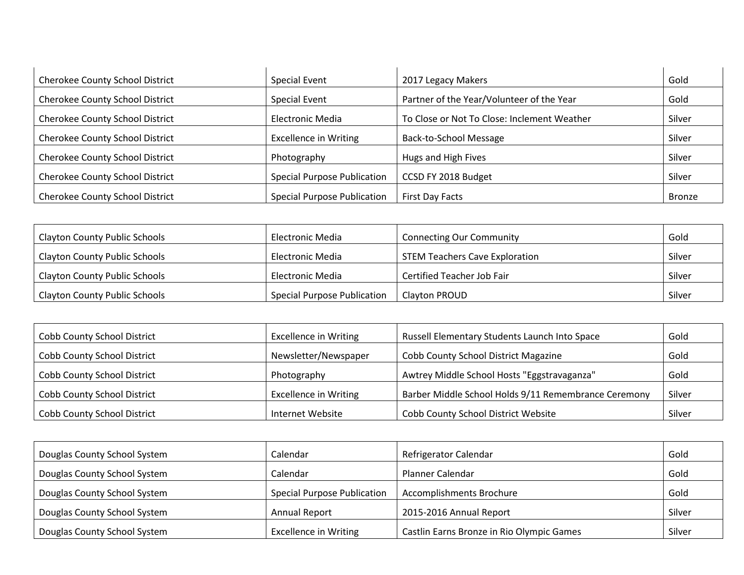| | | | |
|---|---|---|---|
| Cherokee County School District | Special Event | 2017 Legacy Makers | Gold |
| Cherokee County School District | Special Event | Partner of the Year/Volunteer of the Year | Gold |
| Cherokee County School District | Electronic Media | To Close or Not To Close: Inclement Weather | Silver |
| Cherokee County School District | Excellence in Writing | Back-to-School Message | Silver |
| Cherokee County School District | Photography | Hugs and High Fives | Silver |
| Cherokee County School District | Special Purpose Publication | CCSD FY 2018 Budget | Silver |
| Cherokee County School District | Special Purpose Publication | First Day Facts | Bronze |

| | | | |
|---|---|---|---|
| Clayton County Public Schools | Electronic Media | Connecting Our Community | Gold |
| Clayton County Public Schools | Electronic Media | STEM Teachers Cave Exploration | Silver |
| Clayton County Public Schools | Electronic Media | Certified Teacher Job Fair | Silver |
| Clayton County Public Schools | Special Purpose Publication | Clayton PROUD | Silver |

| | | | |
|---|---|---|---|
| Cobb County School District | Excellence in Writing | Russell Elementary Students Launch Into Space | Gold |
| Cobb County School District | Newsletter/Newspaper | Cobb County School District Magazine | Gold |
| Cobb County School District | Photography | Awtrey Middle School Hosts "Eggstravaganza" | Gold |
| Cobb County School District | Excellence in Writing | Barber Middle School Holds 9/11 Remembrance Ceremony | Silver |
| Cobb County School District | Internet Website | Cobb County School District Website | Silver |

| | | | |
|---|---|---|---|
| Douglas County School System | Calendar | Refrigerator Calendar | Gold |
| Douglas County School System | Calendar | Planner Calendar | Gold |
| Douglas County School System | Special Purpose Publication | Accomplishments Brochure | Gold |
| Douglas County School System | Annual Report | 2015-2016 Annual Report | Silver |
| Douglas County School System | Excellence in Writing | Castlin Earns Bronze in Rio Olympic Games | Silver |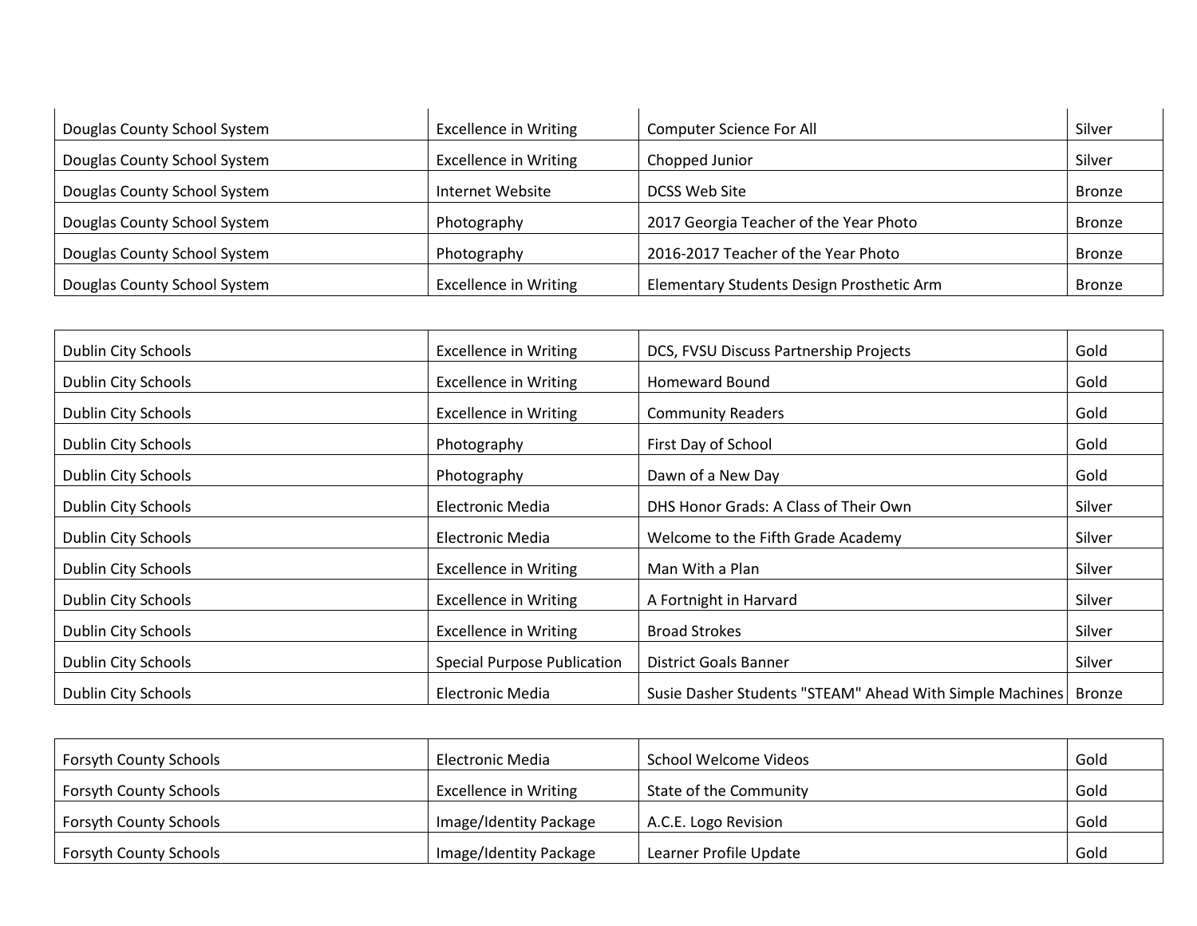| | | | |
|---|---|---|---|
| Douglas County School System | Excellence in Writing | Computer Science For All | Silver |
| Douglas County School System | Excellence in Writing | Chopped Junior | Silver |
| Douglas County School System | Internet Website | DCSS Web Site | Bronze |
| Douglas County School System | Photography | 2017 Georgia Teacher of the Year Photo | Bronze |
| Douglas County School System | Photography | 2016-2017 Teacher of the Year Photo | Bronze |
| Douglas County School System | Excellence in Writing | Elementary Students Design Prosthetic Arm | Bronze |

| | | | |
|---|---|---|---|
| Dublin City Schools | Excellence in Writing | DCS, FVSU Discuss Partnership Projects | Gold |
| Dublin City Schools | Excellence in Writing | Homeward Bound | Gold |
| Dublin City Schools | Excellence in Writing | Community Readers | Gold |
| Dublin City Schools | Photography | First Day of School | Gold |
| Dublin City Schools | Photography | Dawn of a New Day | Gold |
| Dublin City Schools | Electronic Media | DHS Honor Grads: A Class of Their Own | Silver |
| Dublin City Schools | Electronic Media | Welcome to the Fifth Grade Academy | Silver |
| Dublin City Schools | Excellence in Writing | Man With a Plan | Silver |
| Dublin City Schools | Excellence in Writing | A Fortnight in Harvard | Silver |
| Dublin City Schools | Excellence in Writing | Broad Strokes | Silver |
| Dublin City Schools | Special Purpose Publication | District Goals Banner | Silver |
| Dublin City Schools | Electronic Media | Susie Dasher Students "STEAM" Ahead With Simple Machines | Bronze |

| | | | |
|---|---|---|---|
| Forsyth County Schools | Electronic Media | School Welcome Videos | Gold |
| Forsyth County Schools | Excellence in Writing | State of the Community | Gold |
| Forsyth County Schools | Image/Identity Package | A.C.E. Logo Revision | Gold |
| Forsyth County Schools | Image/Identity Package | Learner Profile Update | Gold |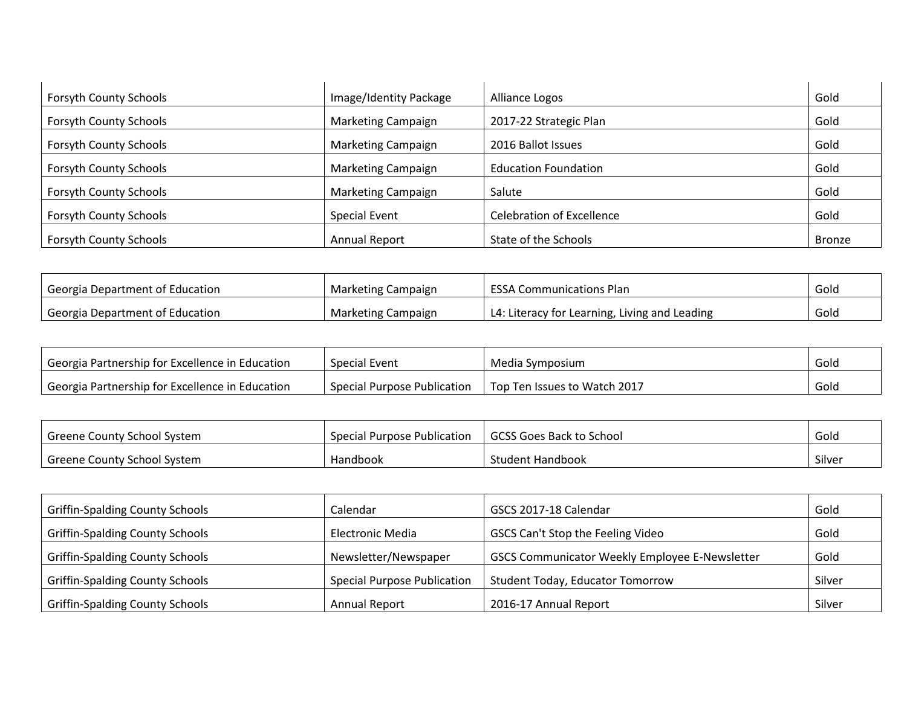| | | | |
|---|---|---|---|
| Forsyth County Schools | Image/Identity Package | Alliance Logos | Gold |
| Forsyth County Schools | Marketing Campaign | 2017-22 Strategic Plan | Gold |
| Forsyth County Schools | Marketing Campaign | 2016 Ballot Issues | Gold |
| Forsyth County Schools | Marketing Campaign | Education Foundation | Gold |
| Forsyth County Schools | Marketing Campaign | Salute | Gold |
| Forsyth County Schools | Special Event | Celebration of Excellence | Gold |
| Forsyth County Schools | Annual Report | State of the Schools | Bronze |

| | | | |
|---|---|---|---|
| Georgia Department of Education | Marketing Campaign | ESSA Communications Plan | Gold |
| Georgia Department of Education | Marketing Campaign | L4: Literacy for Learning, Living and Leading | Gold |

| | | | |
|---|---|---|---|
| Georgia Partnership for Excellence in Education | Special Event | Media Symposium | Gold |
| Georgia Partnership for Excellence in Education | Special Purpose Publication | Top Ten Issues to Watch 2017 | Gold |

| | | | |
|---|---|---|---|
| Greene County School System | Special Purpose Publication | GCSS Goes Back to School | Gold |
| Greene County School System | Handbook | Student Handbook | Silver |

| | | | |
|---|---|---|---|
| Griffin-Spalding County Schools | Calendar | GSCS 2017-18 Calendar | Gold |
| Griffin-Spalding County Schools | Electronic Media | GSCS Can't Stop the Feeling Video | Gold |
| Griffin-Spalding County Schools | Newsletter/Newspaper | GSCS Communicator Weekly Employee E-Newsletter | Gold |
| Griffin-Spalding County Schools | Special Purpose Publication | Student Today, Educator Tomorrow | Silver |
| Griffin-Spalding County Schools | Annual Report | 2016-17 Annual Report | Silver |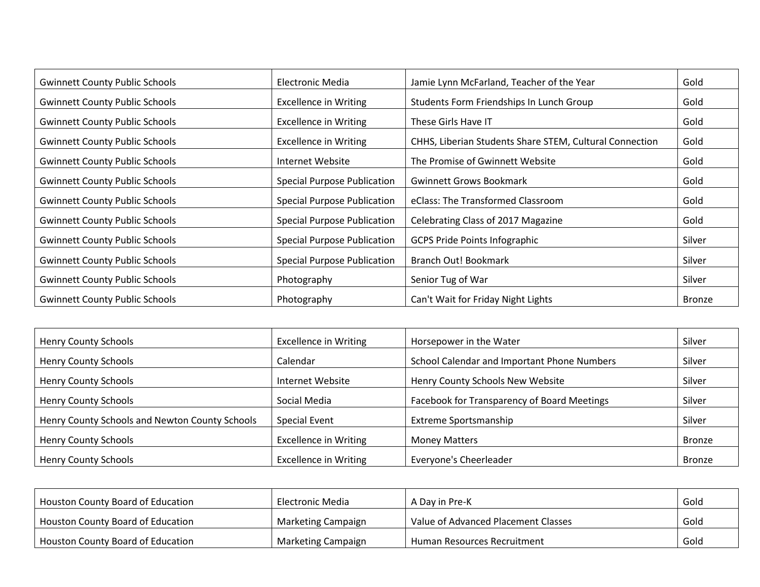| | | | |
|---|---|---|---|
| Gwinnett County Public Schools | Electronic Media | Jamie Lynn McFarland, Teacher of the Year | Gold |
| Gwinnett County Public Schools | Excellence in Writing | Students Form Friendships In Lunch Group | Gold |
| Gwinnett County Public Schools | Excellence in Writing | These Girls Have IT | Gold |
| Gwinnett County Public Schools | Excellence in Writing | CHHS, Liberian Students Share STEM, Cultural Connection | Gold |
| Gwinnett County Public Schools | Internet Website | The Promise of Gwinnett Website | Gold |
| Gwinnett County Public Schools | Special Purpose Publication | Gwinnett Grows Bookmark | Gold |
| Gwinnett County Public Schools | Special Purpose Publication | eClass: The Transformed Classroom | Gold |
| Gwinnett County Public Schools | Special Purpose Publication | Celebrating Class of 2017 Magazine | Gold |
| Gwinnett County Public Schools | Special Purpose Publication | GCPS Pride Points Infographic | Silver |
| Gwinnett County Public Schools | Special Purpose Publication | Branch Out! Bookmark | Silver |
| Gwinnett County Public Schools | Photography | Senior Tug of War | Silver |
| Gwinnett County Public Schools | Photography | Can't Wait for Friday Night Lights | Bronze |

| | | | |
|---|---|---|---|
| Henry County Schools | Excellence in Writing | Horsepower in the Water | Silver |
| Henry County Schools | Calendar | School Calendar and Important Phone Numbers | Silver |
| Henry County Schools | Internet Website | Henry County Schools New Website | Silver |
| Henry County Schools | Social Media | Facebook for Transparency of Board Meetings | Silver |
| Henry County Schools and Newton County Schools | Special Event | Extreme Sportsmanship | Silver |
| Henry County Schools | Excellence in Writing | Money Matters | Bronze |
| Henry County Schools | Excellence in Writing | Everyone's Cheerleader | Bronze |

| | | | |
|---|---|---|---|
| Houston County Board of Education | Electronic Media | A Day in Pre-K | Gold |
| Houston County Board of Education | Marketing Campaign | Value of Advanced Placement Classes | Gold |
| Houston County Board of Education | Marketing Campaign | Human Resources Recruitment | Gold |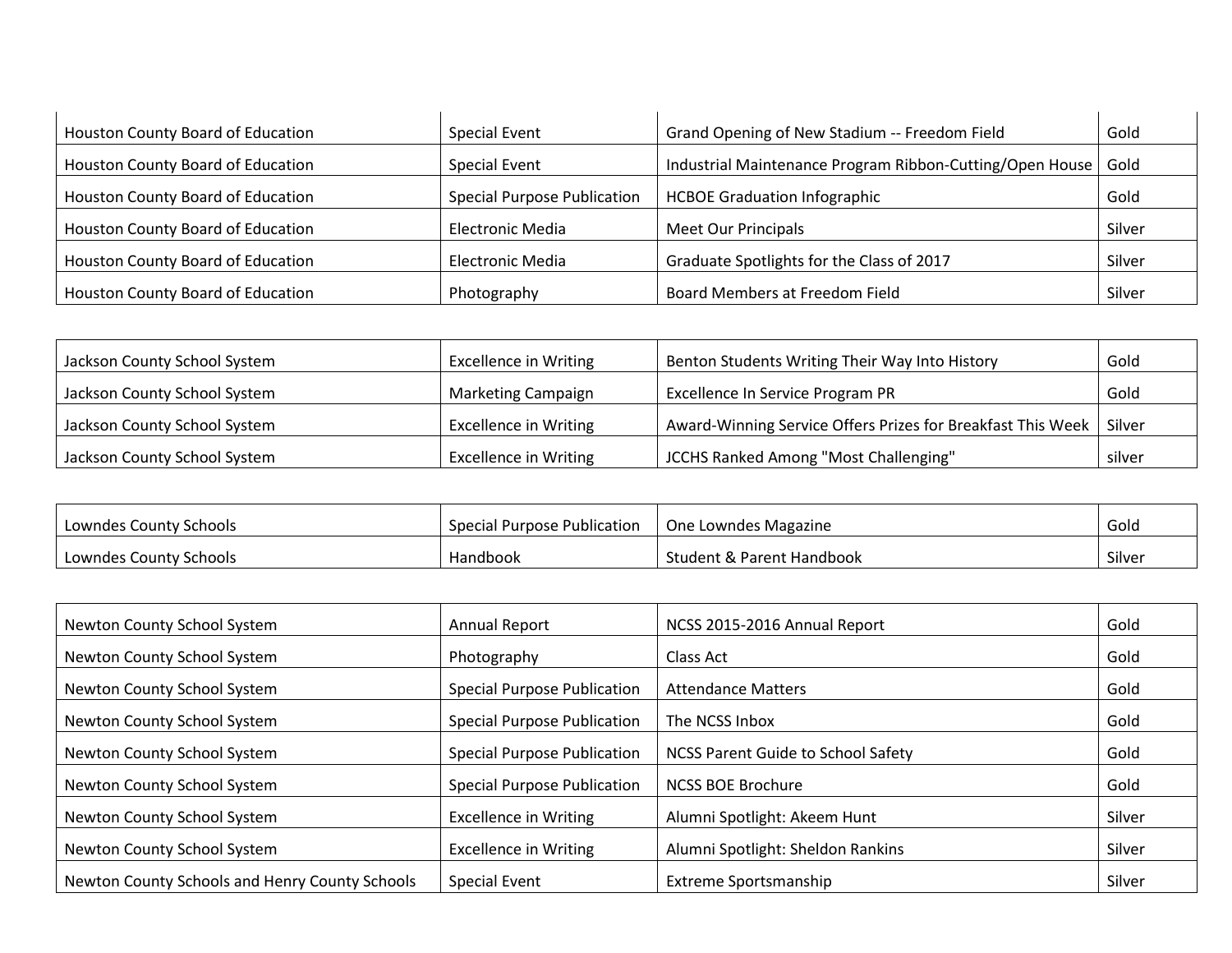| | | | |
|---|---|---|---|
| Houston County Board of Education | Special Event | Grand Opening of New Stadium -- Freedom Field | Gold |
| Houston County Board of Education | Special Event | Industrial Maintenance Program Ribbon-Cutting/Open House | Gold |
| Houston County Board of Education | Special Purpose Publication | HCBOE Graduation Infographic | Gold |
| Houston County Board of Education | Electronic Media | Meet Our Principals | Silver |
| Houston County Board of Education | Electronic Media | Graduate Spotlights for the Class of 2017 | Silver |
| Houston County Board of Education | Photography | Board Members at Freedom Field | Silver |

| | | | |
|---|---|---|---|
| Jackson County School System | Excellence in Writing | Benton Students Writing Their Way Into History | Gold |
| Jackson County School System | Marketing Campaign | Excellence In Service Program PR | Gold |
| Jackson County School System | Excellence in Writing | Award-Winning Service Offers Prizes for Breakfast This Week | Silver |
| Jackson County School System | Excellence in Writing | JCCHS Ranked Among "Most Challenging" | silver |

| | | | |
|---|---|---|---|
| Lowndes County Schools | Special Purpose Publication | One Lowndes Magazine | Gold |
| Lowndes County Schools | Handbook | Student & Parent Handbook | Silver |

| | | | |
|---|---|---|---|
| Newton County School System | Annual Report | NCSS 2015-2016 Annual Report | Gold |
| Newton County School System | Photography | Class Act | Gold |
| Newton County School System | Special Purpose Publication | Attendance Matters | Gold |
| Newton County School System | Special Purpose Publication | The NCSS Inbox | Gold |
| Newton County School System | Special Purpose Publication | NCSS Parent Guide to School Safety | Gold |
| Newton County School System | Special Purpose Publication | NCSS BOE Brochure | Gold |
| Newton County School System | Excellence in Writing | Alumni Spotlight: Akeem Hunt | Silver |
| Newton County School System | Excellence in Writing | Alumni Spotlight: Sheldon Rankins | Silver |
| Newton County Schools and Henry County Schools | Special Event | Extreme Sportsmanship | Silver |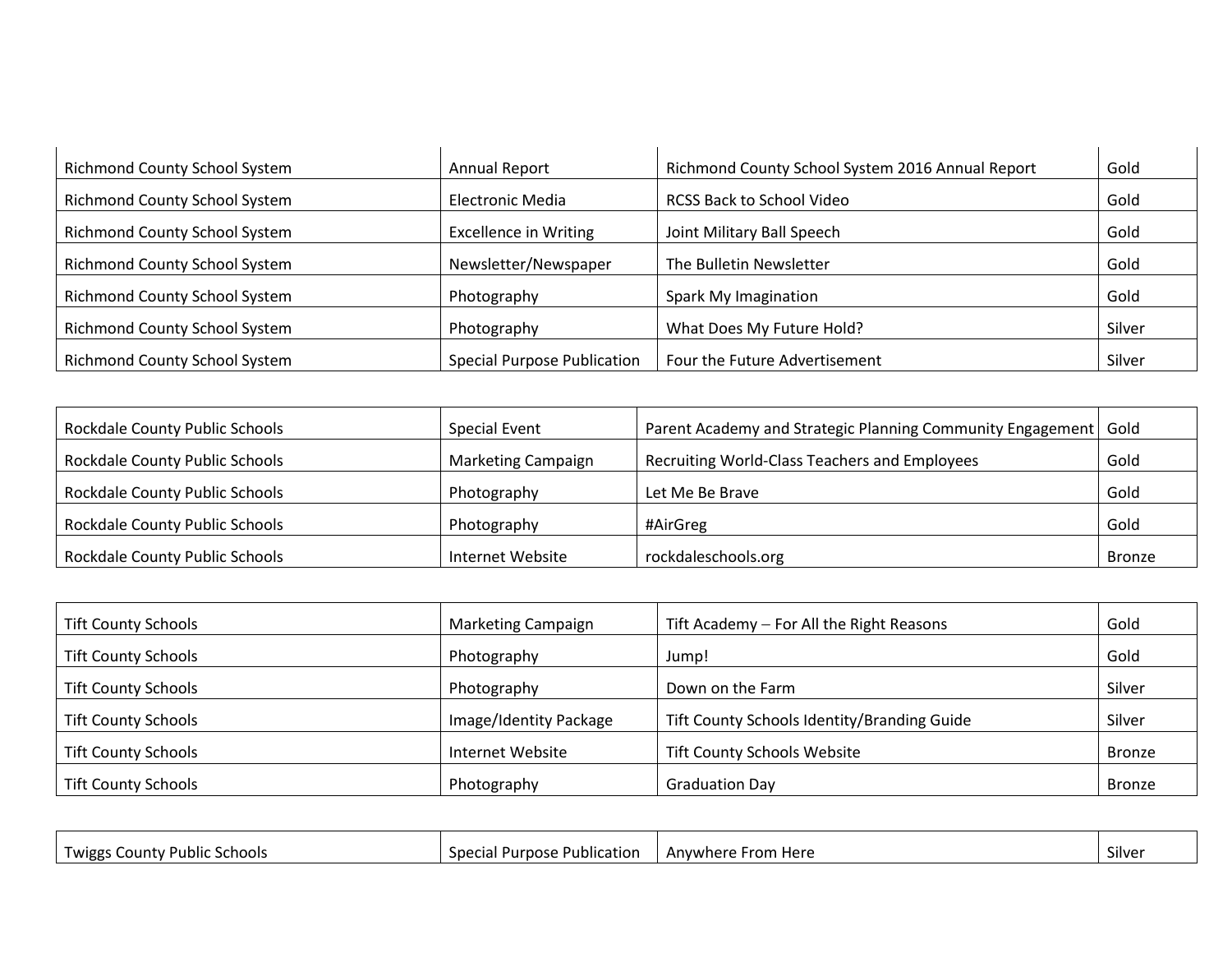| | | | |
|---|---|---|---|
| Richmond County School System | Annual Report | Richmond County School System 2016 Annual Report | Gold |
| Richmond County School System | Electronic Media | RCSS Back to School Video | Gold |
| Richmond County School System | Excellence in Writing | Joint Military Ball Speech | Gold |
| Richmond County School System | Newsletter/Newspaper | The Bulletin Newsletter | Gold |
| Richmond County School System | Photography | Spark My Imagination | Gold |
| Richmond County School System | Photography | What Does My Future Hold? | Silver |
| Richmond County School System | Special Purpose Publication | Four the Future Advertisement | Silver |

| | | | |
|---|---|---|---|
| Rockdale County Public Schools | Special Event | Parent Academy and Strategic Planning Community Engagement | Gold |
| Rockdale County Public Schools | Marketing Campaign | Recruiting World-Class Teachers and Employees | Gold |
| Rockdale County Public Schools | Photography | Let Me Be Brave | Gold |
| Rockdale County Public Schools | Photography | #AirGreg | Gold |
| Rockdale County Public Schools | Internet Website | rockdaleschools.org | Bronze |

| | | | |
|---|---|---|---|
| Tift County Schools | Marketing Campaign | Tift Academy – For All the Right Reasons | Gold |
| Tift County Schools | Photography | Jump! | Gold |
| Tift County Schools | Photography | Down on the Farm | Silver |
| Tift County Schools | Image/Identity Package | Tift County Schools Identity/Branding Guide | Silver |
| Tift County Schools | Internet Website | Tift County Schools Website | Bronze |
| Tift County Schools | Photography | Graduation Day | Bronze |

| | | | |
|---|---|---|---|
| Twiggs County Public Schools | Special Purpose Publication | Anywhere From Here | Silver |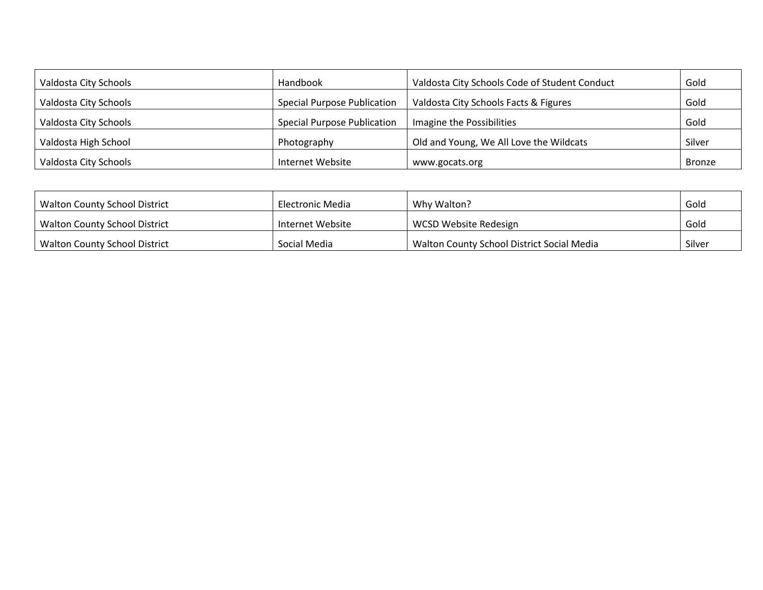| | | | |
|---|---|---|---|
| Valdosta City Schools | Handbook | Valdosta City Schools Code of Student Conduct | Gold |
| Valdosta City Schools | Special Purpose Publication | Valdosta City Schools Facts & Figures | Gold |
| Valdosta City Schools | Special Purpose Publication | Imagine the Possibilities | Gold |
| Valdosta High School | Photography | Old and Young, We All Love the Wildcats | Silver |
| Valdosta City Schools | Internet Website | www.gocats.org | Bronze |

| | | | |
|---|---|---|---|
| Walton County School District | Electronic Media | Why Walton? | Gold |
| Walton County School District | Internet Website | WCSD Website Redesign | Gold |
| Walton County School District | Social Media | Walton County School District Social Media | Silver |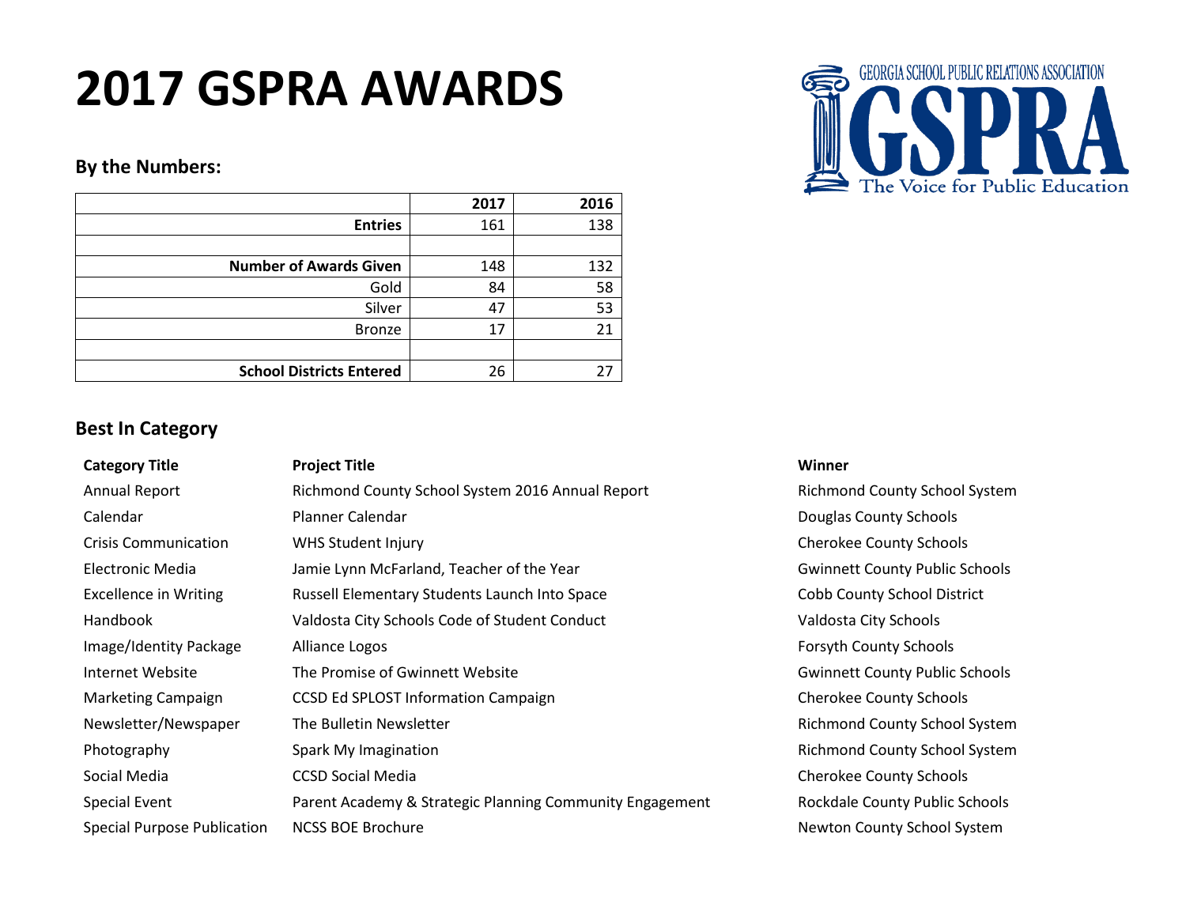# 2017 GSPRA AWARDS

GEORGIA SCHOOL PUBLIC RELATIONS ASSOCIATION
GSPRA
The Voice for Public Education

### By the Numbers:

| | 2017 | 2016 |
|---:|---:|---:|
| **Entries** | 161 | 138 |
| | | |
| **Number of Awards Given** | 148 | 132 |
| Gold | 84 | 58 |
| Silver | 47 | 53 |
| Bronze | 17 | 21 |
| | | |
| **School Districts Entered** | 26 | 27 |

## Best In Category

| Category Title | Project Title | Winner |
|---|---|---|
| Annual Report | Richmond County School System 2016 Annual Report | Richmond County School System |
| Calendar | Planner Calendar | Douglas County Schools |
| Crisis Communication | WHS Student Injury | Cherokee County Schools |
| Electronic Media | Jamie Lynn McFarland, Teacher of the Year | Gwinnett County Public Schools |
| Excellence in Writing | Russell Elementary Students Launch Into Space | Cobb County School District |
| Handbook | Valdosta City Schools Code of Student Conduct | Valdosta City Schools |
| Image/Identity Package | Alliance Logos | Forsyth County Schools |
| Internet Website | The Promise of Gwinnett Website | Gwinnett County Public Schools |
| Marketing Campaign | CCSD Ed SPLOST Information Campaign | Cherokee County Schools |
| Newsletter/Newspaper | The Bulletin Newsletter | Richmond County School System |
| Photography | Spark My Imagination | Richmond County School System |
| Social Media | CCSD Social Media | Cherokee County Schools |
| Special Event | Parent Academy & Strategic Planning Community Engagement | Rockdale County Public Schools |
| Special Purpose Publication | NCSS BOE Brochure | Newton County School System |